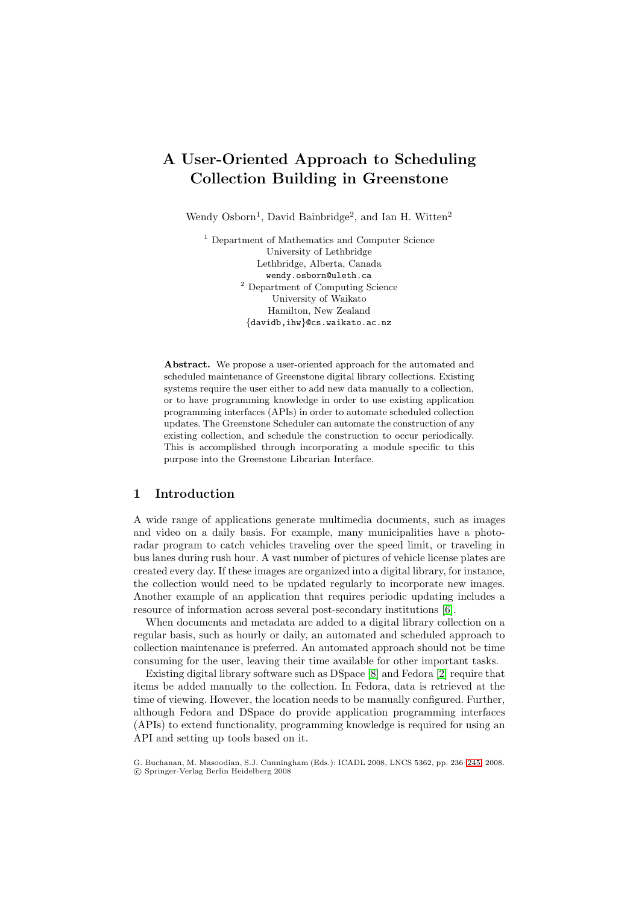# A User-Oriented Approach to Scheduling Collection Building in Greenstone

Wendy Osborn[1], David Bainbridge[2], and Ian H. Witten[2]

[1] Department of Mathematics and Computer Science
University of Lethbridge
Lethbridge, Alberta, Canada
wendy.osborn@uleth.ca

[2] Department of Computing Science
University of Waikato
Hamilton, New Zealand
{davidb,ihw}@cs.waikato.ac.nz

**Abstract.** We propose a user-oriented approach for the automated and scheduled maintenance of Greenstone digital library collections. Existing systems require the user either to add new data manually to a collection, or to have programming knowledge in order to use existing application programming interfaces (APIs) in order to automate scheduled collection updates. The Greenstone Scheduler can automate the construction of any existing collection, and schedule the construction to occur periodically. This is accomplished through incorporating a module specific to this purpose into the Greenstone Librarian Interface.

## 1 Introduction

A wide range of applications generate multimedia documents, such as images and video on a daily basis. For example, many municipalities have a photo-radar program to catch vehicles traveling over the speed limit, or traveling in bus lanes during rush hour. A vast number of pictures of vehicle license plates are created every day. If these images are organized into a digital library, for instance, the collection would need to be updated regularly to incorporate new images. Another example of an application that requires periodic updating includes a resource of information across several post-secondary institutions [6].

When documents and metadata are added to a digital library collection on a regular basis, such as hourly or daily, an automated and scheduled approach to collection maintenance is preferred. An automated approach should not be time consuming for the user, leaving their time available for other important tasks.

Existing digital library software such as DSpace [8] and Fedora [2] require that items be added manually to the collection. In Fedora, data is retrieved at the time of viewing. However, the location needs to be manually configured. Further, although Fedora and DSpace do provide application programming interfaces (APIs) to extend functionality, programming knowledge is required for using an API and setting up tools based on it.

G. Buchanan, M. Masoodian, S.J. Cunningham (Eds.): ICADL 2008, LNCS 5362, pp. 236–245, 2008.
© Springer-Verlag Berlin Heidelberg 2008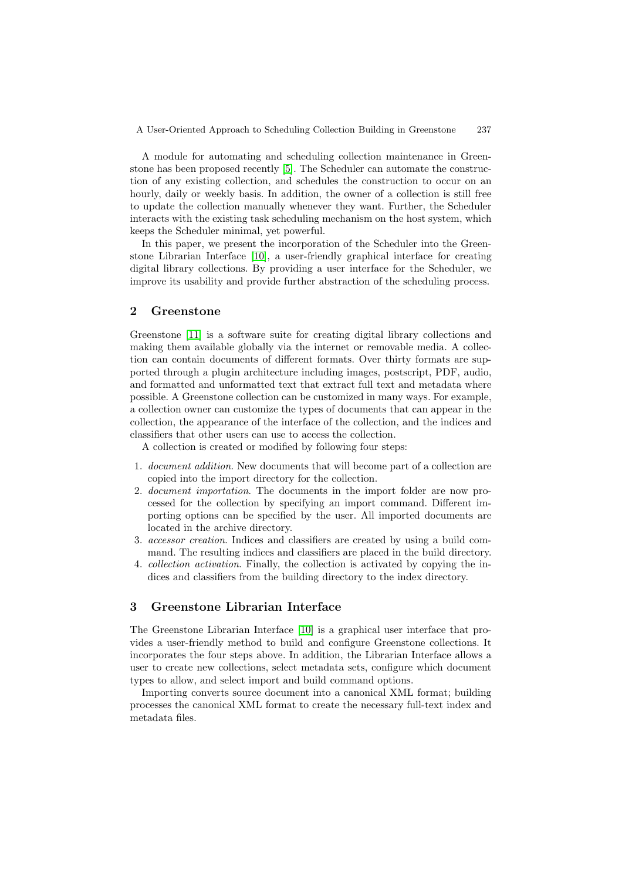A module for automating and scheduling collection maintenance in Greenstone has been proposed recently [5]. The Scheduler can automate the construction of any existing collection, and schedules the construction to occur on an hourly, daily or weekly basis. In addition, the owner of a collection is still free to update the collection manually whenever they want. Further, the Scheduler interacts with the existing task scheduling mechanism on the host system, which keeps the Scheduler minimal, yet powerful.

In this paper, we present the incorporation of the Scheduler into the Greenstone Librarian Interface [10], a user-friendly graphical interface for creating digital library collections. By providing a user interface for the Scheduler, we improve its usability and provide further abstraction of the scheduling process.

## 2 Greenstone

Greenstone [11] is a software suite for creating digital library collections and making them available globally via the internet or removable media. A collection can contain documents of different formats. Over thirty formats are supported through a plugin architecture including images, postscript, PDF, audio, and formatted and unformatted text that extract full text and metadata where possible. A Greenstone collection can be customized in many ways. For example, a collection owner can customize the types of documents that can appear in the collection, the appearance of the interface of the collection, and the indices and classifiers that other users can use to access the collection.

A collection is created or modified by following four steps:

1. *document addition*. New documents that will become part of a collection are copied into the import directory for the collection.
2. *document importation*. The documents in the import folder are now processed for the collection by specifying an import command. Different importing options can be specified by the user. All imported documents are located in the archive directory.
3. *accessor creation*. Indices and classifiers are created by using a build command. The resulting indices and classifiers are placed in the build directory.
4. *collection activation*. Finally, the collection is activated by copying the indices and classifiers from the building directory to the index directory.

## 3 Greenstone Librarian Interface

The Greenstone Librarian Interface [10] is a graphical user interface that provides a user-friendly method to build and configure Greenstone collections. It incorporates the four steps above. In addition, the Librarian Interface allows a user to create new collections, select metadata sets, configure which document types to allow, and select import and build command options.

Importing converts source document into a canonical XML format; building processes the canonical XML format to create the necessary full-text index and metadata files.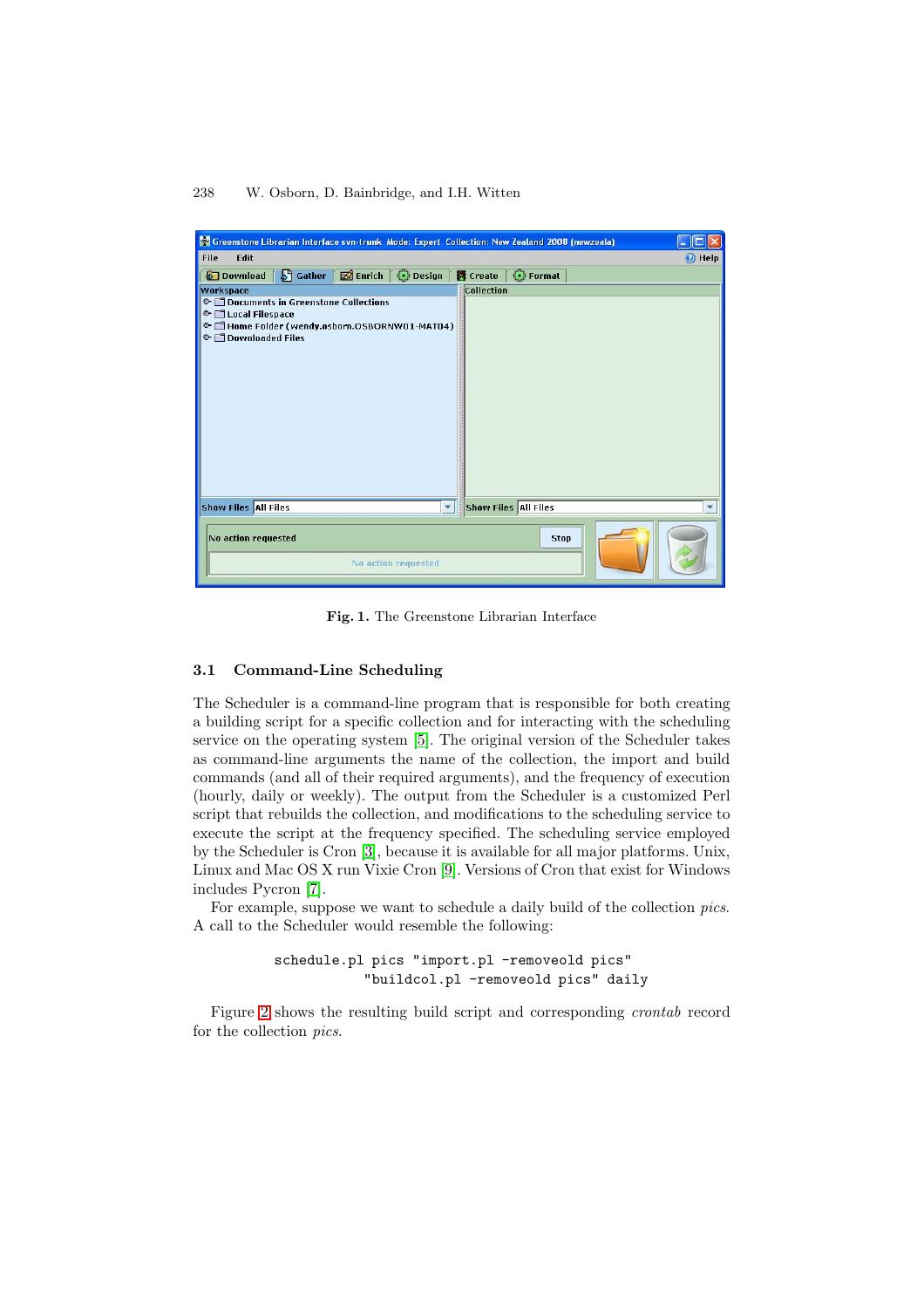Fig. 1. The Greenstone Librarian Interface

### 3.1 Command-Line Scheduling

The Scheduler is a command-line program that is responsible for both creating a building script for a specific collection and for interacting with the scheduling service on the operating system [5]. The original version of the Scheduler takes as command-line arguments the name of the collection, the import and build commands (and all of their required arguments), and the frequency of execution (hourly, daily or weekly). The output from the Scheduler is a customized Perl script that rebuilds the collection, and modifications to the scheduling service to execute the script at the frequency specified. The scheduling service employed by the Scheduler is Cron [3], because it is available for all major platforms. Unix, Linux and Mac OS X run Vixie Cron [9]. Versions of Cron that exist for Windows includes Pycron [7].

For example, suppose we want to schedule a daily build of the collection *pics*. A call to the Scheduler would resemble the following:

```
schedule.pl pics "import.pl -removeold pics"
           "buildcol.pl -removeold pics" daily
```

Figure 2 shows the resulting build script and corresponding *crontab* record for the collection *pics*.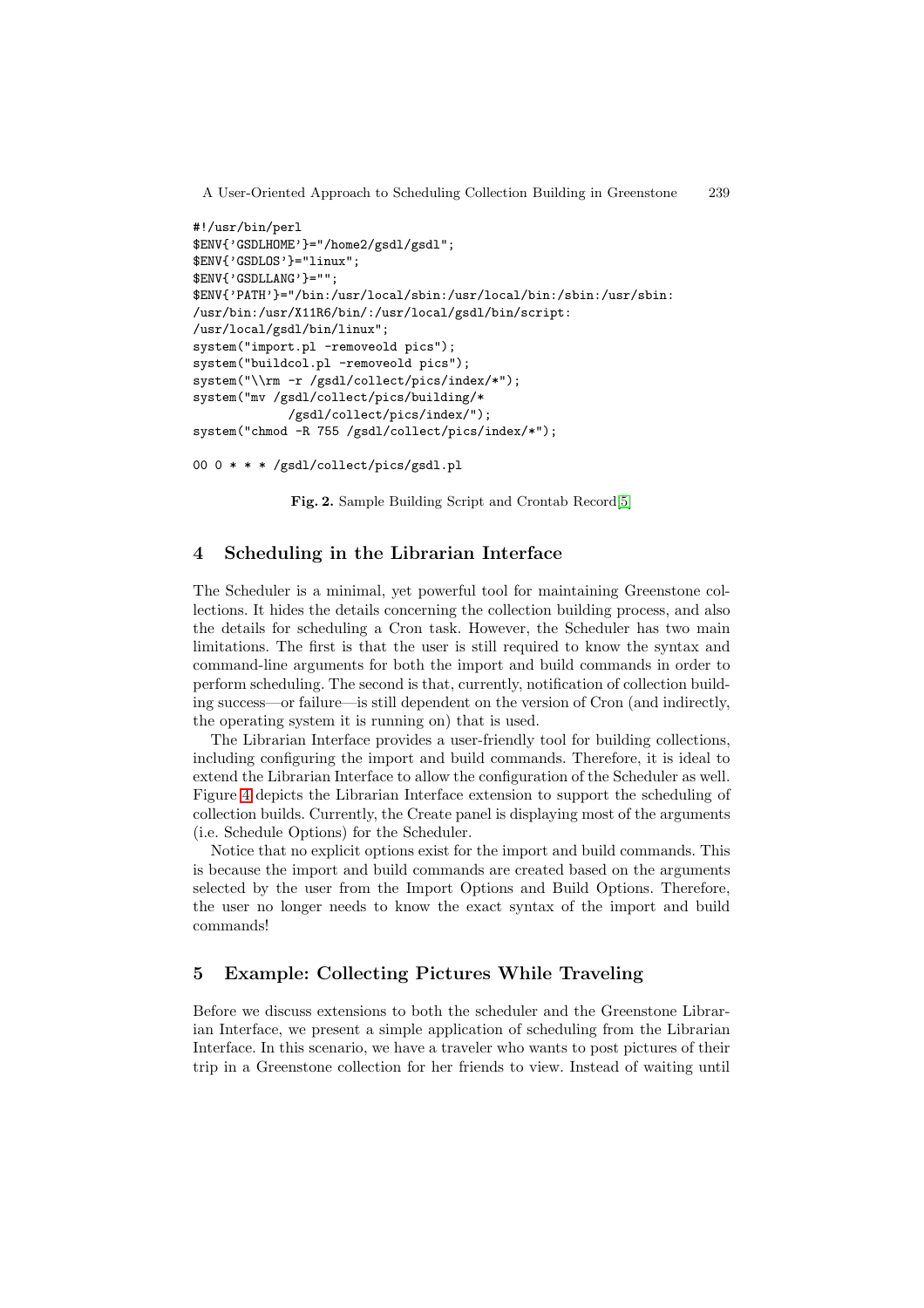```
#!/usr/bin/perl
$ENV{'GSDLHOME'}="/home2/gsdl/gsdl";
$ENV{'GSDLOS'}="linux";
$ENV{'GSDLLANG'}="";
$ENV{'PATH'}="/bin:/usr/local/sbin:/usr/local/bin:/sbin:/usr/sbin:
/usr/bin:/usr/X11R6/bin/:/usr/local/gsdl/bin/script:
/usr/local/gsdl/bin/linux";
system("import.pl -removeold pics");
system("buildcol.pl -removeold pics");
system("\\rm -r /gsdl/collect/pics/index/*");
system("mv /gsdl/collect/pics/building/*
           /gsdl/collect/pics/index/");
system("chmod -R 755 /gsdl/collect/pics/index/*");

00 0 * * * /gsdl/collect/pics/gsdl.pl
```

**Fig. 2.** Sample Building Script and Crontab Record[5]

## 4 Scheduling in the Librarian Interface

The Scheduler is a minimal, yet powerful tool for maintaining Greenstone collections. It hides the details concerning the collection building process, and also the details for scheduling a Cron task. However, the Scheduler has two main limitations. The first is that the user is still required to know the syntax and command-line arguments for both the import and build commands in order to perform scheduling. The second is that, currently, notification of collection building success—or failure—is still dependent on the version of Cron (and indirectly, the operating system it is running on) that is used.

The Librarian Interface provides a user-friendly tool for building collections, including configuring the import and build commands. Therefore, it is ideal to extend the Librarian Interface to allow the configuration of the Scheduler as well. Figure 4 depicts the Librarian Interface extension to support the scheduling of collection builds. Currently, the Create panel is displaying most of the arguments (i.e. Schedule Options) for the Scheduler.

Notice that no explicit options exist for the import and build commands. This is because the import and build commands are created based on the arguments selected by the user from the Import Options and Build Options. Therefore, the user no longer needs to know the exact syntax of the import and build commands!

## 5 Example: Collecting Pictures While Traveling

Before we discuss extensions to both the scheduler and the Greenstone Librarian Interface, we present a simple application of scheduling from the Librarian Interface. In this scenario, we have a traveler who wants to post pictures of their trip in a Greenstone collection for her friends to view. Instead of waiting until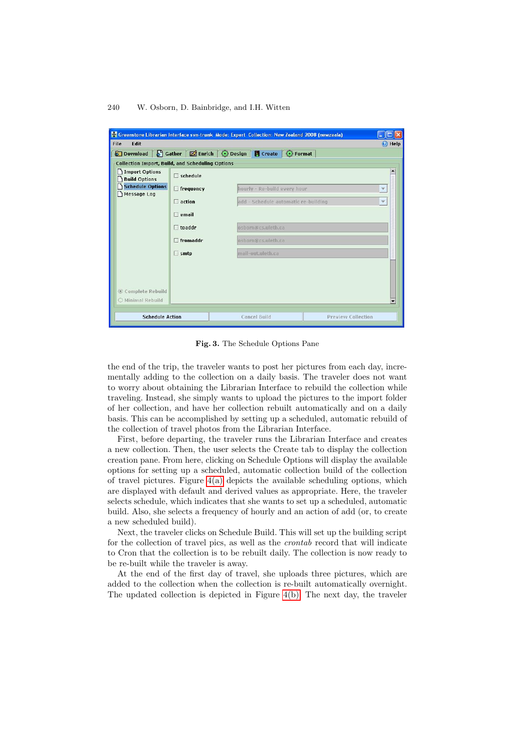**Fig. 3.** The Schedule Options Pane

the end of the trip, the traveler wants to post her pictures from each day, incrementally adding to the collection on a daily basis. The traveler does not want to worry about obtaining the Librarian Interface to rebuild the collection while traveling. Instead, she simply wants to upload the pictures to the import folder of her collection, and have her collection rebuilt automatically and on a daily basis. This can be accomplished by setting up a scheduled, automatic rebuild of the collection of travel photos from the Librarian Interface.

First, before departing, the traveler runs the Librarian Interface and creates a new collection. Then, the user selects the Create tab to display the collection creation pane. From here, clicking on Schedule Options will display the available options for setting up a scheduled, automatic collection build of the collection of travel pictures. Figure 4(a) depicts the available scheduling options, which are displayed with default and derived values as appropriate. Here, the traveler selects schedule, which indicates that she wants to set up a scheduled, automatic build. Also, she selects a frequency of hourly and an action of add (or, to create a new scheduled build).

Next, the traveler clicks on Schedule Build. This will set up the building script for the collection of travel pics, as well as the *crontab* record that will indicate to Cron that the collection is to be rebuilt daily. The collection is now ready to be re-built while the traveler is away.

At the end of the first day of travel, she uploads three pictures, which are added to the collection when the collection is re-built automatically overnight. The updated collection is depicted in Figure 4(b). The next day, the traveler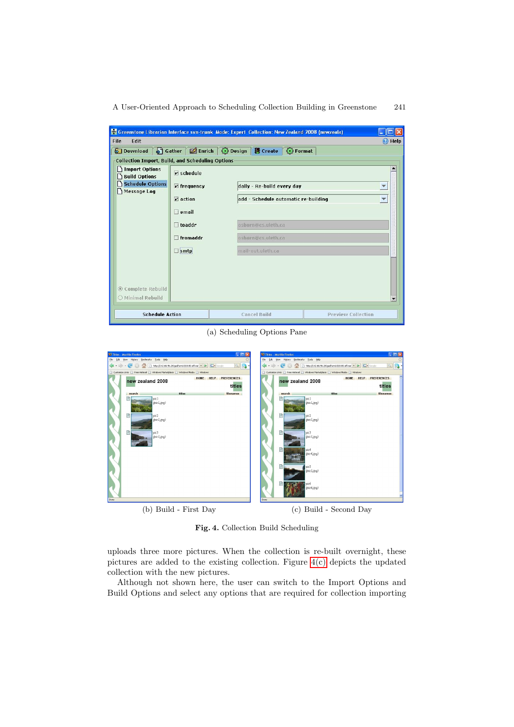(a) Scheduling Options Pane

(b) Build - First Day

(c) Build - Second Day

**Fig. 4.** Collection Build Scheduling

uploads three more pictures. When the collection is re-built overnight, these pictures are added to the existing collection. Figure 4(c) depicts the updated collection with the new pictures.

Although not shown here, the user can switch to the Import Options and Build Options and select any options that are required for collection importing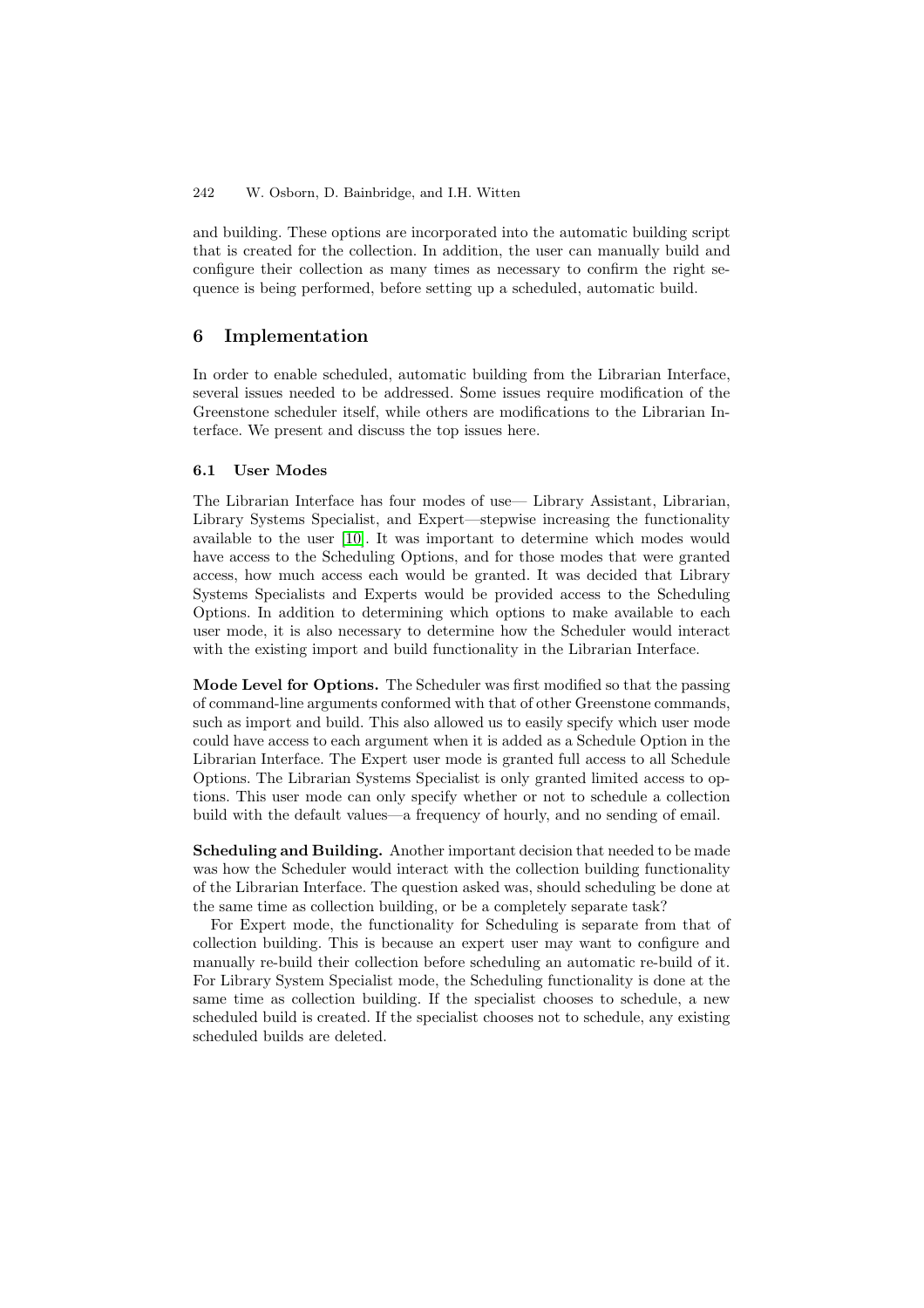and building. These options are incorporated into the automatic building script that is created for the collection. In addition, the user can manually build and configure their collection as many times as necessary to confirm the right sequence is being performed, before setting up a scheduled, automatic build.

## 6 Implementation

In order to enable scheduled, automatic building from the Librarian Interface, several issues needed to be addressed. Some issues require modification of the Greenstone scheduler itself, while others are modifications to the Librarian Interface. We present and discuss the top issues here.

### 6.1 User Modes

The Librarian Interface has four modes of use— Library Assistant, Librarian, Library Systems Specialist, and Expert—stepwise increasing the functionality available to the user [10]. It was important to determine which modes would have access to the Scheduling Options, and for those modes that were granted access, how much access each would be granted. It was decided that Library Systems Specialists and Experts would be provided access to the Scheduling Options. In addition to determining which options to make available to each user mode, it is also necessary to determine how the Scheduler would interact with the existing import and build functionality in the Librarian Interface.

**Mode Level for Options.** The Scheduler was first modified so that the passing of command-line arguments conformed with that of other Greenstone commands, such as import and build. This also allowed us to easily specify which user mode could have access to each argument when it is added as a Schedule Option in the Librarian Interface. The Expert user mode is granted full access to all Schedule Options. The Librarian Systems Specialist is only granted limited access to options. This user mode can only specify whether or not to schedule a collection build with the default values—a frequency of hourly, and no sending of email.

**Scheduling and Building.** Another important decision that needed to be made was how the Scheduler would interact with the collection building functionality of the Librarian Interface. The question asked was, should scheduling be done at the same time as collection building, or be a completely separate task?

For Expert mode, the functionality for Scheduling is separate from that of collection building. This is because an expert user may want to configure and manually re-build their collection before scheduling an automatic re-build of it. For Library System Specialist mode, the Scheduling functionality is done at the same time as collection building. If the specialist chooses to schedule, a new scheduled build is created. If the specialist chooses not to schedule, any existing scheduled builds are deleted.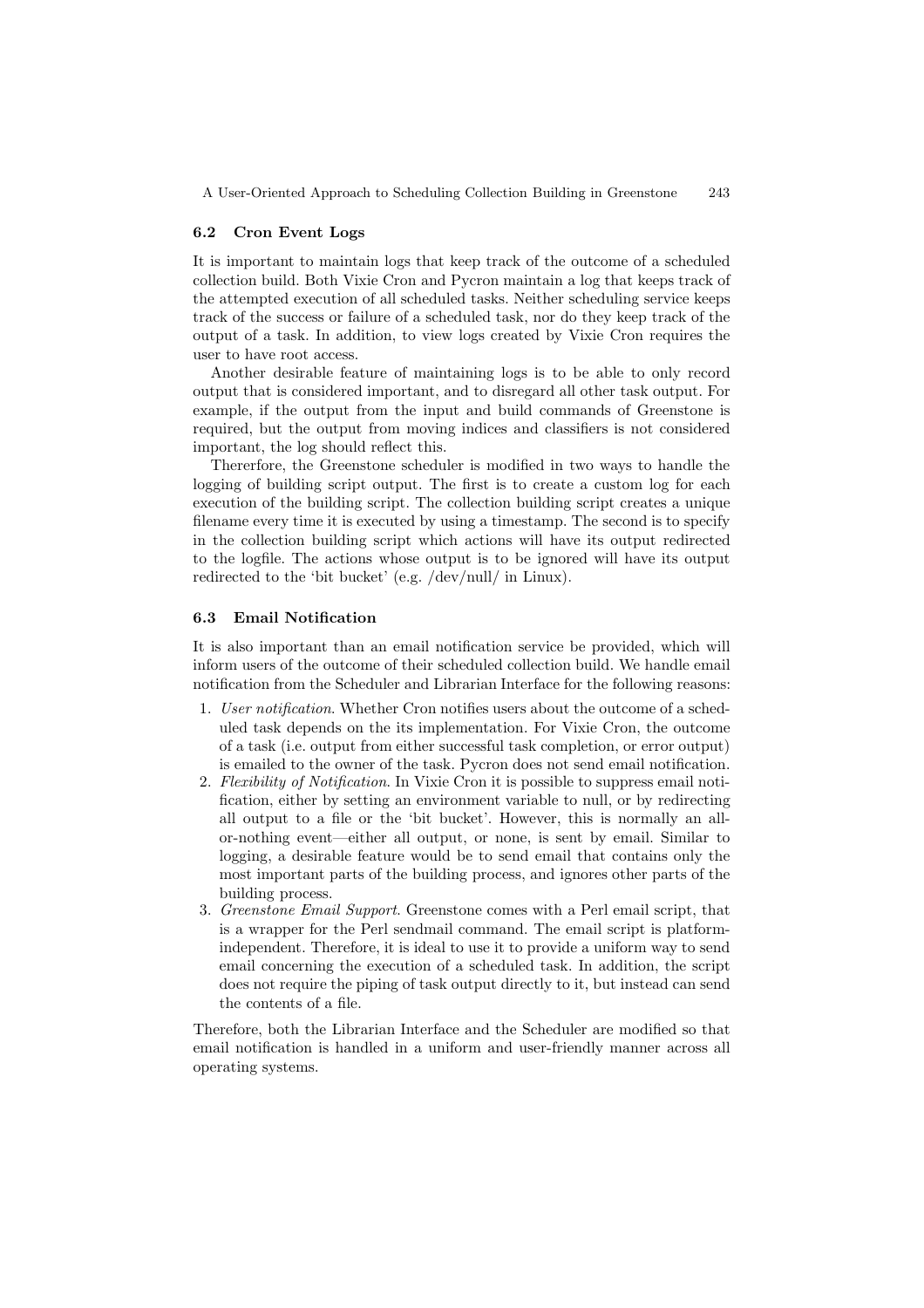### 6.2 Cron Event Logs

It is important to maintain logs that keep track of the outcome of a scheduled collection build. Both Vixie Cron and Pycron maintain a log that keeps track of the attempted execution of all scheduled tasks. Neither scheduling service keeps track of the success or failure of a scheduled task, nor do they keep track of the output of a task. In addition, to view logs created by Vixie Cron requires the user to have root access.

Another desirable feature of maintaining logs is to be able to only record output that is considered important, and to disregard all other task output. For example, if the output from the input and build commands of Greenstone is required, but the output from moving indices and classifiers is not considered important, the log should reflect this.

Thererfore, the Greenstone scheduler is modified in two ways to handle the logging of building script output. The first is to create a custom log for each execution of the building script. The collection building script creates a unique filename every time it is executed by using a timestamp. The second is to specify in the collection building script which actions will have its output redirected to the logfile. The actions whose output is to be ignored will have its output redirected to the 'bit bucket' (e.g. /dev/null/ in Linux).

### 6.3 Email Notification

It is also important than an email notification service be provided, which will inform users of the outcome of their scheduled collection build. We handle email notification from the Scheduler and Librarian Interface for the following reasons:

1. *User notification*. Whether Cron notifies users about the outcome of a scheduled task depends on the its implementation. For Vixie Cron, the outcome of a task (i.e. output from either successful task completion, or error output) is emailed to the owner of the task. Pycron does not send email notification.
2. *Flexibility of Notification*. In Vixie Cron it is possible to suppress email notification, either by setting an environment variable to null, or by redirecting all output to a file or the 'bit bucket'. However, this is normally an all-or-nothing event—either all output, or none, is sent by email. Similar to logging, a desirable feature would be to send email that contains only the most important parts of the building process, and ignores other parts of the building process.
3. *Greenstone Email Support*. Greenstone comes with a Perl email script, that is a wrapper for the Perl sendmail command. The email script is platform-independent. Therefore, it is ideal to use it to provide a uniform way to send email concerning the execution of a scheduled task. In addition, the script does not require the piping of task output directly to it, but instead can send the contents of a file.

Therefore, both the Librarian Interface and the Scheduler are modified so that email notification is handled in a uniform and user-friendly manner across all operating systems.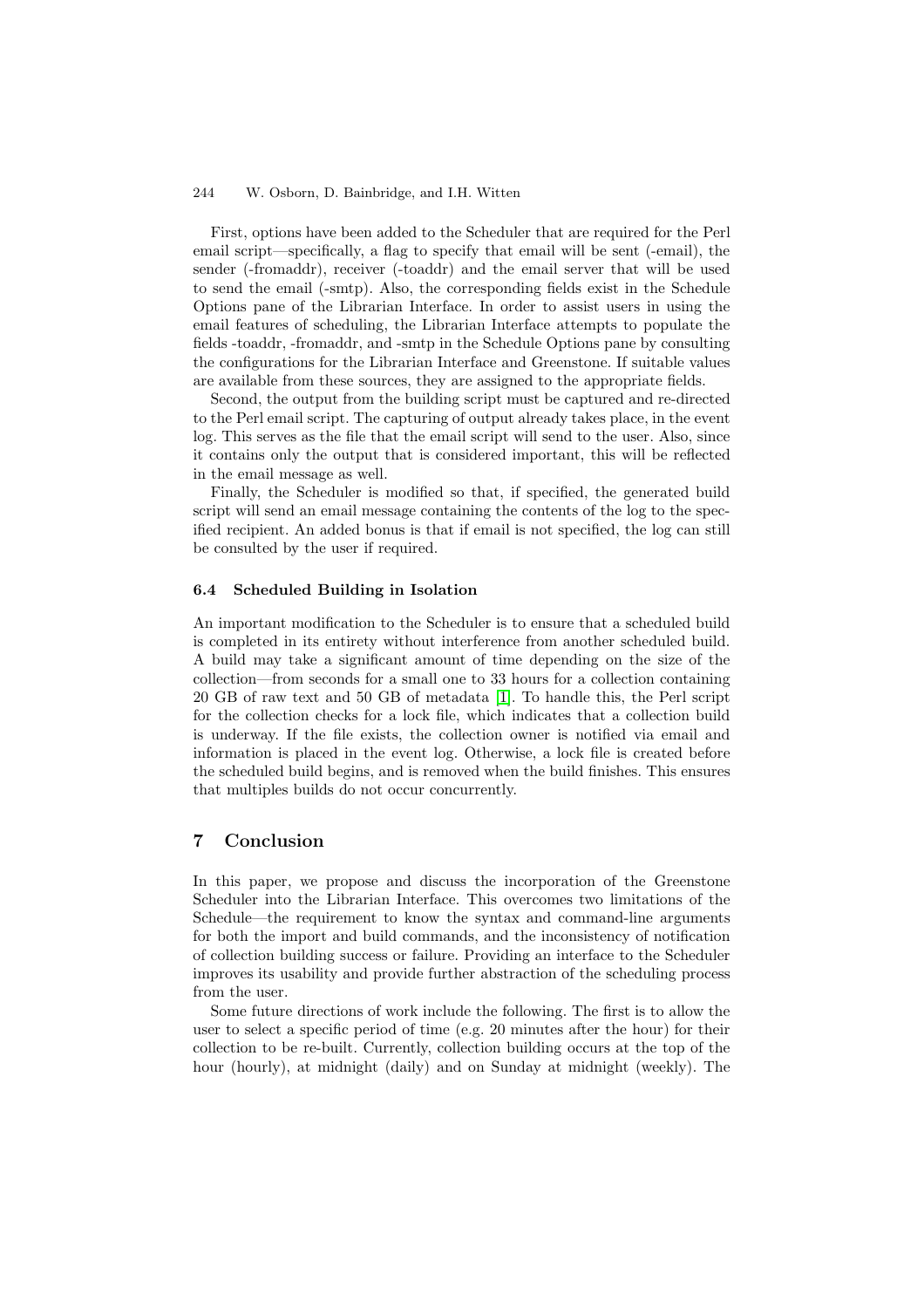First, options have been added to the Scheduler that are required for the Perl email script—specifically, a flag to specify that email will be sent (-email), the sender (-fromaddr), receiver (-toaddr) and the email server that will be used to send the email (-smtp). Also, the corresponding fields exist in the Schedule Options pane of the Librarian Interface. In order to assist users in using the email features of scheduling, the Librarian Interface attempts to populate the fields -toaddr, -fromaddr, and -smtp in the Schedule Options pane by consulting the configurations for the Librarian Interface and Greenstone. If suitable values are available from these sources, they are assigned to the appropriate fields.

Second, the output from the building script must be captured and re-directed to the Perl email script. The capturing of output already takes place, in the event log. This serves as the file that the email script will send to the user. Also, since it contains only the output that is considered important, this will be reflected in the email message as well.

Finally, the Scheduler is modified so that, if specified, the generated build script will send an email message containing the contents of the log to the specified recipient. An added bonus is that if email is not specified, the log can still be consulted by the user if required.

### 6.4 Scheduled Building in Isolation

An important modification to the Scheduler is to ensure that a scheduled build is completed in its entirety without interference from another scheduled build. A build may take a significant amount of time depending on the size of the collection—from seconds for a small one to 33 hours for a collection containing 20 GB of raw text and 50 GB of metadata [1]. To handle this, the Perl script for the collection checks for a lock file, which indicates that a collection build is underway. If the file exists, the collection owner is notified via email and information is placed in the event log. Otherwise, a lock file is created before the scheduled build begins, and is removed when the build finishes. This ensures that multiples builds do not occur concurrently.

## 7 Conclusion

In this paper, we propose and discuss the incorporation of the Greenstone Scheduler into the Librarian Interface. This overcomes two limitations of the Schedule—the requirement to know the syntax and command-line arguments for both the import and build commands, and the inconsistency of notification of collection building success or failure. Providing an interface to the Scheduler improves its usability and provide further abstraction of the scheduling process from the user.

Some future directions of work include the following. The first is to allow the user to select a specific period of time (e.g. 20 minutes after the hour) for their collection to be re-built. Currently, collection building occurs at the top of the hour (hourly), at midnight (daily) and on Sunday at midnight (weekly). The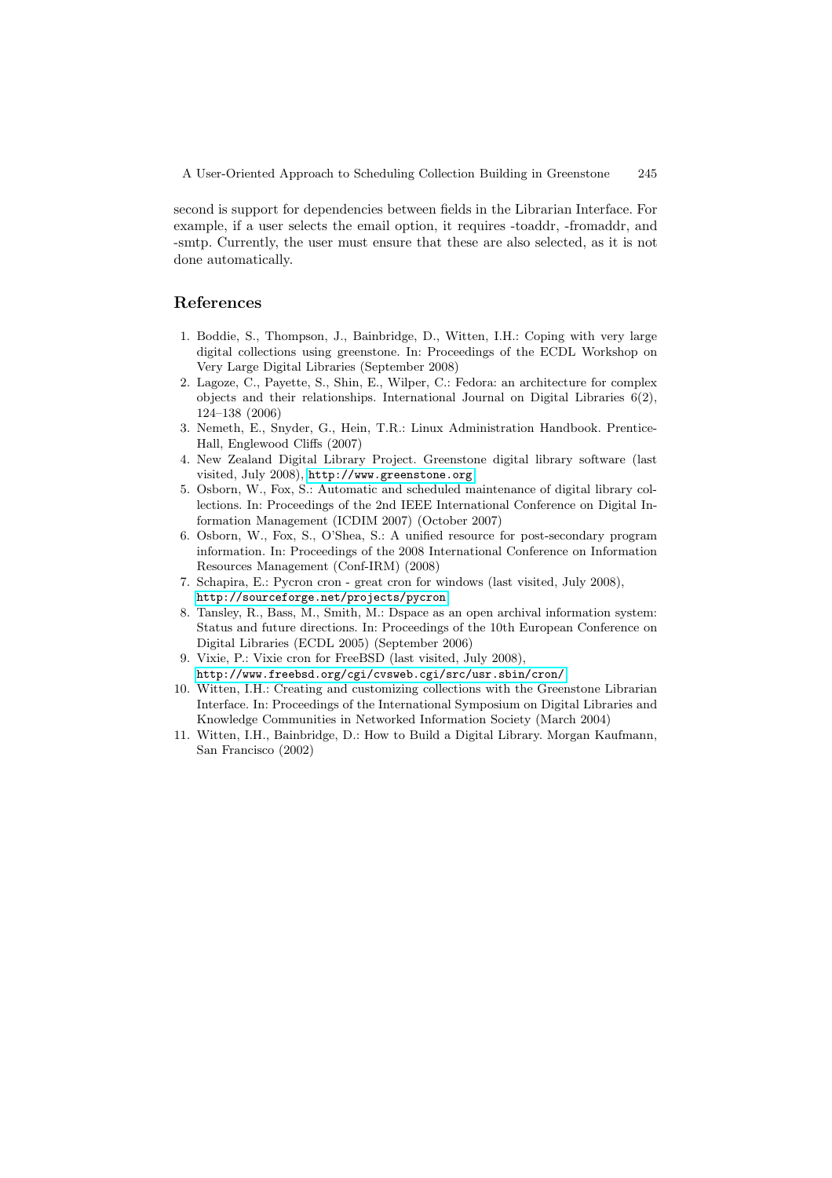second is support for dependencies between fields in the Librarian Interface. For example, if a user selects the email option, it requires -toaddr, -fromaddr, and -smtp. Currently, the user must ensure that these are also selected, as it is not done automatically.

## References

1. Boddie, S., Thompson, J., Bainbridge, D., Witten, I.H.: Coping with very large digital collections using greenstone. In: Proceedings of the ECDL Workshop on Very Large Digital Libraries (September 2008)
2. Lagoze, C., Payette, S., Shin, E., Wilper, C.: Fedora: an architecture for complex objects and their relationships. International Journal on Digital Libraries 6(2), 124–138 (2006)
3. Nemeth, E., Snyder, G., Hein, T.R.: Linux Administration Handbook. Prentice-Hall, Englewood Cliffs (2007)
4. New Zealand Digital Library Project. Greenstone digital library software (last visited, July 2008), http://www.greenstone.org
5. Osborn, W., Fox, S.: Automatic and scheduled maintenance of digital library collections. In: Proceedings of the 2nd IEEE International Conference on Digital Information Management (ICDIM 2007) (October 2007)
6. Osborn, W., Fox, S., O'Shea, S.: A unified resource for post-secondary program information. In: Proceedings of the 2008 International Conference on Information Resources Management (Conf-IRM) (2008)
7. Schapira, E.: Pycron cron - great cron for windows (last visited, July 2008), http://sourceforge.net/projects/pycron
8. Tansley, R., Bass, M., Smith, M.: Dspace as an open archival information system: Status and future directions. In: Proceedings of the 10th European Conference on Digital Libraries (ECDL 2005) (September 2006)
9. Vixie, P.: Vixie cron for FreeBSD (last visited, July 2008), http://www.freebsd.org/cgi/cvsweb.cgi/src/usr.sbin/cron/
10. Witten, I.H.: Creating and customizing collections with the Greenstone Librarian Interface. In: Proceedings of the International Symposium on Digital Libraries and Knowledge Communities in Networked Information Society (March 2004)
11. Witten, I.H., Bainbridge, D.: How to Build a Digital Library. Morgan Kaufmann, San Francisco (2002)